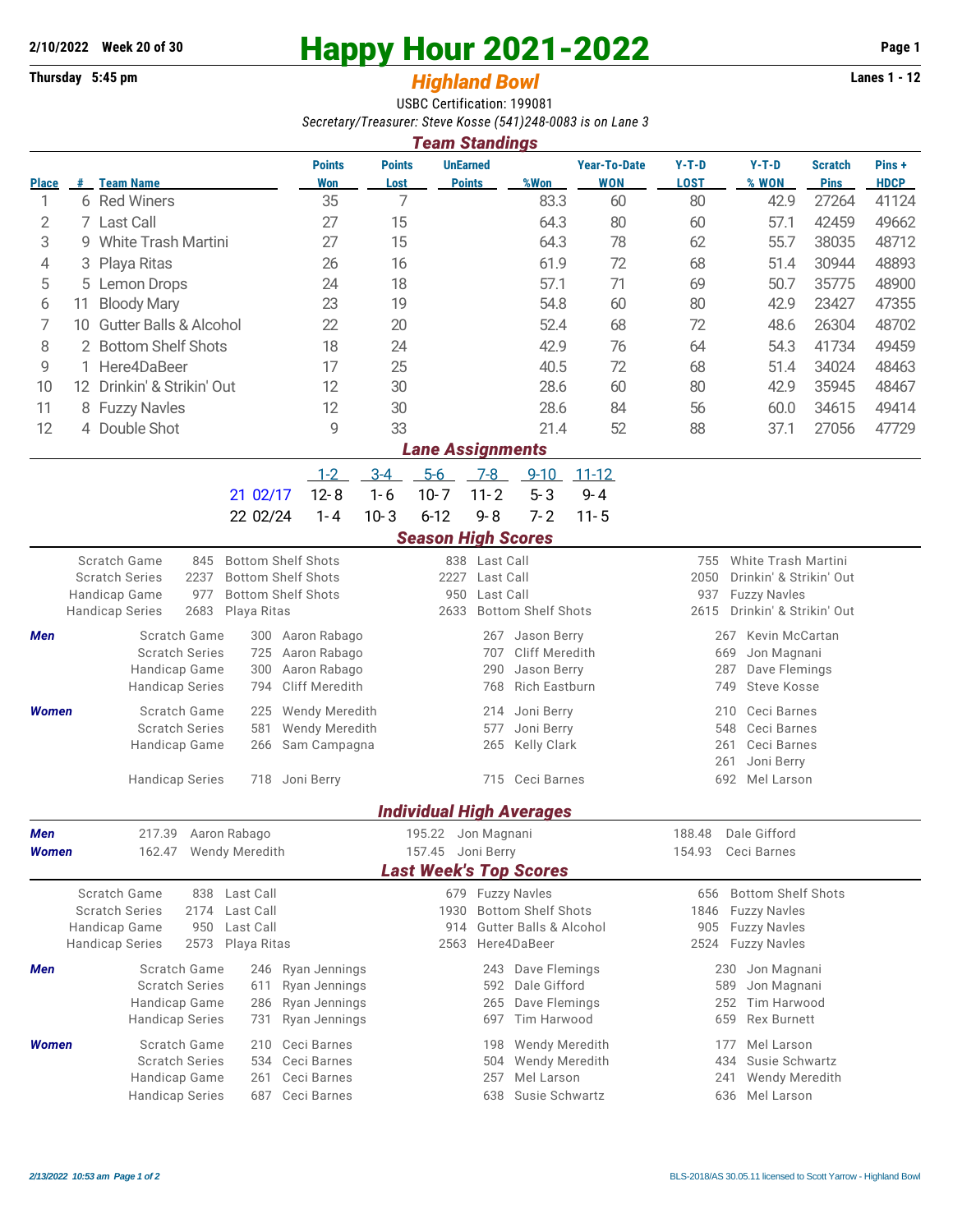2/10/2022 Week 20 of 30

Thursday 5:45 pm

# Happy Hour 2021-2022

## *Highland Bowl*

Lanes 1 - 12

USBC Certification: 199081

*Secretary/Treasurer: Steve Kosse (541)248-0083 is on Lane 3*

### *Team Standings*

| Place | # | Team Name | Points Won | Points Lost | UnEarned Points | %Won | Year-To-Date WON | Y-T-D LOST | Y-T-D % WON | Scratch Pins | Pins + HDCP |
|---|---|---|---|---|---|---|---|---|---|---|---|
| 1 | 6 | Red Winers | 35 | 7 | | 83.3 | 60 | 80 | 42.9 | 27264 | 41124 |
| 2 | 7 | Last Call | 27 | 15 | | 64.3 | 80 | 60 | 57.1 | 42459 | 49662 |
| 3 | 9 | White Trash Martini | 27 | 15 | | 64.3 | 78 | 62 | 55.7 | 38035 | 48712 |
| 4 | 3 | Playa Ritas | 26 | 16 | | 61.9 | 72 | 68 | 51.4 | 30944 | 48893 |
| 5 | 5 | Lemon Drops | 24 | 18 | | 57.1 | 71 | 69 | 50.7 | 35775 | 48900 |
| 6 | 11 | Bloody Mary | 23 | 19 | | 54.8 | 60 | 80 | 42.9 | 23427 | 47355 |
| 7 | 10 | Gutter Balls & Alcohol | 22 | 20 | | 52.4 | 68 | 72 | 48.6 | 26304 | 48702 |
| 8 | 2 | Bottom Shelf Shots | 18 | 24 | | 42.9 | 76 | 64 | 54.3 | 41734 | 49459 |
| 9 | 1 | Here4DaBeer | 17 | 25 | | 40.5 | 72 | 68 | 51.4 | 34024 | 48463 |
| 10 | 12 | Drinkin' & Strikin' Out | 12 | 30 | | 28.6 | 60 | 80 | 42.9 | 35945 | 48467 |
| 11 | 8 | Fuzzy Navles | 12 | 30 | | 28.6 | 84 | 56 | 60.0 | 34615 | 49414 |
| 12 | 4 | Double Shot | 9 | 33 | | 21.4 | 52 | 88 | 37.1 | 27056 | 47729 |

### *Lane Assignments*

| | 1-2 | 3-4 | 5-6 | 7-8 | 9-10 | 11-12 |
|---|---|---|---|---|---|---|
| 21 02/17 | 12- 8 | 1- 6 | 10- 7 | 11- 2 | 5- 3 | 9- 4 |
| 22 02/24 | 1- 4 | 10- 3 | 6-12 | 9- 8 | 7- 2 | 11- 5 |

### *Season High Scores*

| | | | | | | |
|---|---|---|---|---|---|---|
| Scratch Game | 845 | Bottom Shelf Shots | 838 | Last Call | 755 | White Trash Martini |
| Scratch Series | 2237 | Bottom Shelf Shots | 2227 | Last Call | 2050 | Drinkin' & Strikin' Out |
| Handicap Game | 977 | Bottom Shelf Shots | 950 | Last Call | 937 | Fuzzy Navles |
| Handicap Series | 2683 | Playa Ritas | 2633 | Bottom Shelf Shots | 2615 | Drinkin' & Strikin' Out |

**Men**

| | | | | | | |
|---|---|---|---|---|---|---|
| Scratch Game | 300 | Aaron Rabago | 267 | Jason Berry | 267 | Kevin McCartan |
| Scratch Series | 725 | Aaron Rabago | 707 | Cliff Meredith | 669 | Jon Magnani |
| Handicap Game | 300 | Aaron Rabago | 290 | Jason Berry | 287 | Dave Flemings |
| Handicap Series | 794 | Cliff Meredith | 768 | Rich Eastburn | 749 | Steve Kosse |

**Women**

| | | | | | | |
|---|---|---|---|---|---|---|
| Scratch Game | 225 | Wendy Meredith | 214 | Joni Berry | 210 | Ceci Barnes |
| Scratch Series | 581 | Wendy Meredith | 577 | Joni Berry | 548 | Ceci Barnes |
| Handicap Game | 266 | Sam Campagna | 265 | Kelly Clark | 261 | Ceci Barnes |
| | | | | | 261 | Joni Berry |
| Handicap Series | 718 | Joni Berry | 715 | Ceci Barnes | 692 | Mel Larson |

### *Individual High Averages*

| | | | | | | |
|---|---|---|---|---|---|---|
| **Men** | 217.39 | Aaron Rabago | 195.22 | Jon Magnani | 188.48 | Dale Gifford |
| **Women** | 162.47 | Wendy Meredith | 157.45 | Joni Berry | 154.93 | Ceci Barnes |

### *Last Week's Top Scores*

| | | | | | | |
|---|---|---|---|---|---|---|
| Scratch Game | 838 | Last Call | 679 | Fuzzy Navles | 656 | Bottom Shelf Shots |
| Scratch Series | 2174 | Last Call | 1930 | Bottom Shelf Shots | 1846 | Fuzzy Navles |
| Handicap Game | 950 | Last Call | 914 | Gutter Balls & Alcohol | 905 | Fuzzy Navles |
| Handicap Series | 2573 | Playa Ritas | 2563 | Here4DaBeer | 2524 | Fuzzy Navles |

**Men**

| | | | | | | |
|---|---|---|---|---|---|---|
| Scratch Game | 246 | Ryan Jennings | 243 | Dave Flemings | 230 | Jon Magnani |
| Scratch Series | 611 | Ryan Jennings | 592 | Dale Gifford | 589 | Jon Magnani |
| Handicap Game | 286 | Ryan Jennings | 265 | Dave Flemings | 252 | Tim Harwood |
| Handicap Series | 731 | Ryan Jennings | 697 | Tim Harwood | 659 | Rex Burnett |

**Women**

| | | | | | | |
|---|---|---|---|---|---|---|
| Scratch Game | 210 | Ceci Barnes | 198 | Wendy Meredith | 177 | Mel Larson |
| Scratch Series | 534 | Ceci Barnes | 504 | Wendy Meredith | 434 | Susie Schwartz |
| Handicap Game | 261 | Ceci Barnes | 257 | Mel Larson | 241 | Wendy Meredith |
| Handicap Series | 687 | Ceci Barnes | 638 | Susie Schwartz | 636 | Mel Larson |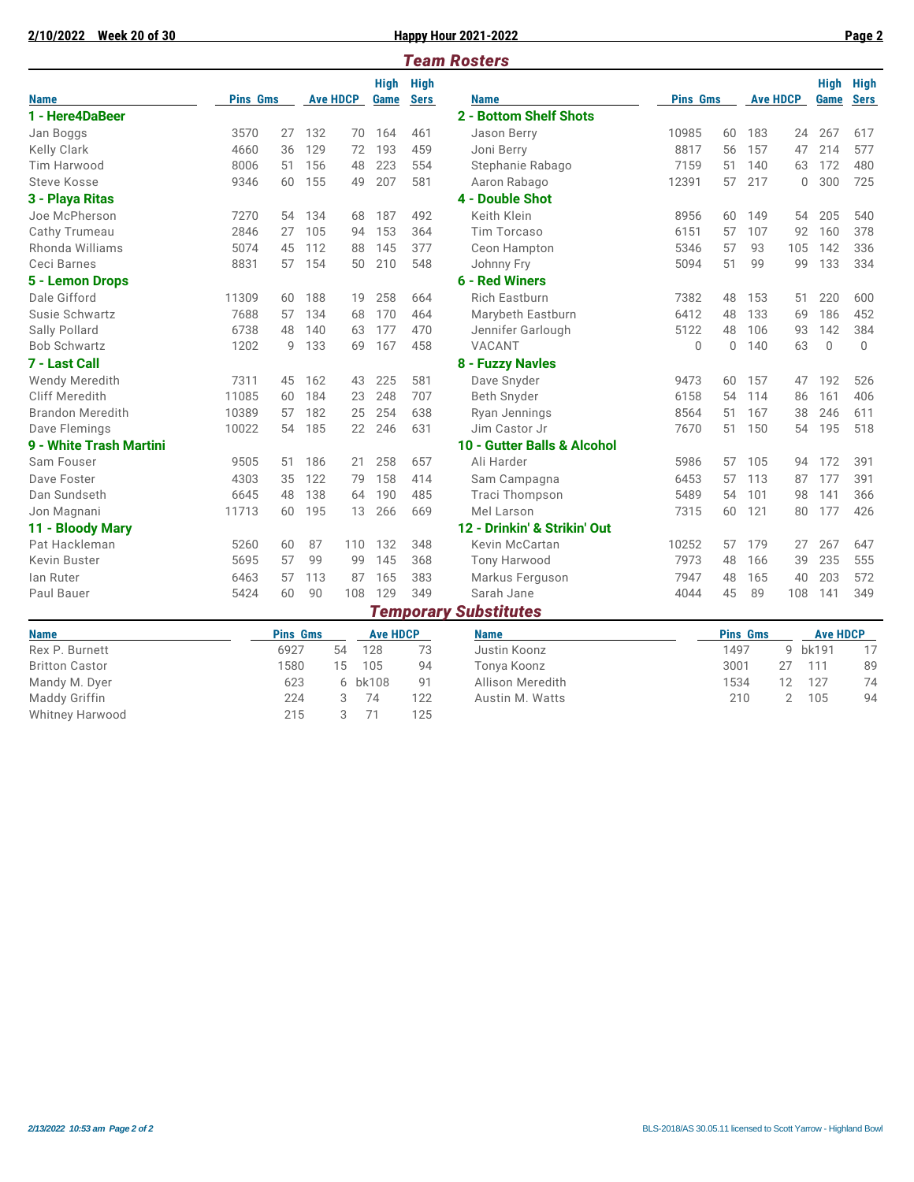## Team Rosters

| Name | Pins | Gms | Ave | HDCP | High Game | High Sers |
|---|---|---|---|---|---|---|
| **1 - Here4DaBeer** | | | | | | |
| Jan Boggs | 3570 | 27 | 132 | 70 | 164 | 461 |
| Kelly Clark | 4660 | 36 | 129 | 72 | 193 | 459 |
| Tim Harwood | 8006 | 51 | 156 | 48 | 223 | 554 |
| Steve Kosse | 9346 | 60 | 155 | 49 | 207 | 581 |
| **2 - Bottom Shelf Shots** | | | | | | |
| Jason Berry | 10985 | 60 | 183 | 24 | 267 | 617 |
| Joni Berry | 8817 | 56 | 157 | 47 | 214 | 577 |
| Stephanie Rabago | 7159 | 51 | 140 | 63 | 172 | 480 |
| Aaron Rabago | 12391 | 57 | 217 | 0 | 300 | 725 |
| **3 - Playa Ritas** | | | | | | |
| Joe McPherson | 7270 | 54 | 134 | 68 | 187 | 492 |
| Cathy Trumeau | 2846 | 27 | 105 | 94 | 153 | 364 |
| Rhonda Williams | 5074 | 45 | 112 | 88 | 145 | 377 |
| Ceci Barnes | 8831 | 57 | 154 | 50 | 210 | 548 |
| **4 - Double Shot** | | | | | | |
| Keith Klein | 8956 | 60 | 149 | 54 | 205 | 540 |
| Tim Torcaso | 6151 | 57 | 107 | 92 | 160 | 378 |
| Ceon Hampton | 5346 | 57 | 93 | 105 | 142 | 336 |
| Johnny Fry | 5094 | 51 | 99 | 99 | 133 | 334 |
| **5 - Lemon Drops** | | | | | | |
| Dale Gifford | 11309 | 60 | 188 | 19 | 258 | 664 |
| Susie Schwartz | 7688 | 57 | 134 | 68 | 170 | 464 |
| Sally Pollard | 6738 | 48 | 140 | 63 | 177 | 470 |
| Bob Schwartz | 1202 | 9 | 133 | 69 | 167 | 458 |
| **6 - Red Winers** | | | | | | |
| Rich Eastburn | 7382 | 48 | 153 | 51 | 220 | 600 |
| Marybeth Eastburn | 6412 | 48 | 133 | 69 | 186 | 452 |
| Jennifer Garlough | 5122 | 48 | 106 | 93 | 142 | 384 |
| VACANT | 0 | 0 | 140 | 63 | 0 | 0 |
| **7 - Last Call** | | | | | | |
| Wendy Meredith | 7311 | 45 | 162 | 43 | 225 | 581 |
| Cliff Meredith | 11085 | 60 | 184 | 23 | 248 | 707 |
| Brandon Meredith | 10389 | 57 | 182 | 25 | 254 | 638 |
| Dave Flemings | 10022 | 54 | 185 | 22 | 246 | 631 |
| **8 - Fuzzy Navles** | | | | | | |
| Dave Snyder | 9473 | 60 | 157 | 47 | 192 | 526 |
| Beth Snyder | 6158 | 54 | 114 | 86 | 161 | 406 |
| Ryan Jennings | 8564 | 51 | 167 | 38 | 246 | 611 |
| Jim Castor Jr | 7670 | 51 | 150 | 54 | 195 | 518 |
| **9 - White Trash Martini** | | | | | | |
| Sam Fouser | 9505 | 51 | 186 | 21 | 258 | 657 |
| Dave Foster | 4303 | 35 | 122 | 79 | 158 | 414 |
| Dan Sundseth | 6645 | 48 | 138 | 64 | 190 | 485 |
| Jon Magnani | 11713 | 60 | 195 | 13 | 266 | 669 |
| **10 - Gutter Balls & Alcohol** | | | | | | |
| Ali Harder | 5986 | 57 | 105 | 94 | 172 | 391 |
| Sam Campagna | 6453 | 57 | 113 | 87 | 177 | 391 |
| Traci Thompson | 5489 | 54 | 101 | 98 | 141 | 366 |
| Mel Larson | 7315 | 60 | 121 | 80 | 177 | 426 |
| **11 - Bloody Mary** | | | | | | |
| Pat Hackleman | 5260 | 60 | 87 | 110 | 132 | 348 |
| Kevin Buster | 5695 | 57 | 99 | 99 | 145 | 368 |
| Ian Ruter | 6463 | 57 | 113 | 87 | 165 | 383 |
| Paul Bauer | 5424 | 60 | 90 | 108 | 129 | 349 |
| **12 - Drinkin' & Strikin' Out** | | | | | | |
| Kevin McCartan | 10252 | 57 | 179 | 27 | 267 | 647 |
| Tony Harwood | 7973 | 48 | 166 | 39 | 235 | 555 |
| Markus Ferguson | 7947 | 48 | 165 | 40 | 203 | 572 |
| Sarah Jane | 4044 | 45 | 89 | 108 | 141 | 349 |

## Temporary Substitutes

| Name | Pins | Gms | Ave | HDCP |
|---|---|---|---|---|
| Rex P. Burnett | 6927 | 54 | 128 | 73 |
| Britton Castor | 1580 | 15 | 105 | 94 |
| Mandy M. Dyer | 623 | 6 | bk108 | 91 |
| Maddy Griffin | 224 | 3 | 74 | 122 |
| Whitney Harwood | 215 | 3 | 71 | 125 |
| Justin Koonz | 1497 | 9 | bk191 | 17 |
| Tonya Koonz | 3001 | 27 | 111 | 89 |
| Allison Meredith | 1534 | 12 | 127 | 74 |
| Austin M. Watts | 210 | 2 | 105 | 94 |